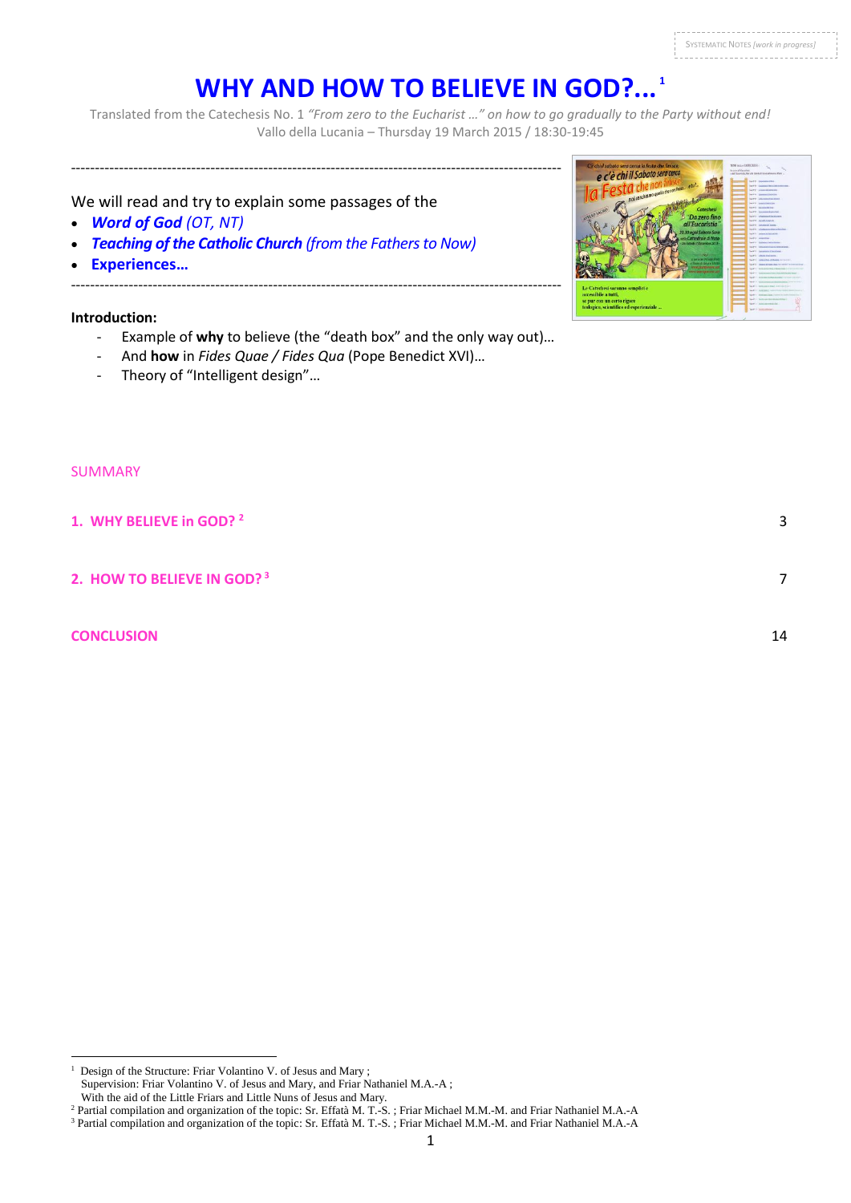Systematic Notes *[work in progress]*

# WHY AND HOW TO BELIEVE IN GOD?...[1]

Translated from the Catechesis No. 1 *"From zero to the Eucharist …" on how to go gradually to the Party without end!*
Vallo della Lucania – Thursday 19 March 2015 / 18:30-19:45

---

We will read and try to explain some passages of the

- ***Word of God*** *(OT, NT)*
- ***Teaching of the Catholic Church*** *(from the Fathers to Now)*
- **Experiences…**

---

**Introduction:**

- Example of **why** to believe (the "death box" and the only way out)…
- And **how** in *Fides Quae / Fides Qua* (Pope Benedict XVI)…
- Theory of "Intelligent design"…

SUMMARY

**1. WHY BELIEVE in GOD?[2]** — 3

**2. HOW TO BELIEVE IN GOD?[3]** — 7

**CONCLUSION** — 14

---

[1] Design of the Structure: Friar Volantino V. of Jesus and Mary ;
Supervision: Friar Volantino V. of Jesus and Mary, and Friar Nathaniel M.A.-A ;
With the aid of the Little Friars and Little Nuns of Jesus and Mary.

[2] Partial compilation and organization of the topic: Sr. Effatà M. T.-S. ; Friar Michael M.M.-M. and Friar Nathaniel M.A.-A

[3] Partial compilation and organization of the topic: Sr. Effatà M. T.-S. ; Friar Michael M.M.-M. and Friar Nathaniel M.A.-A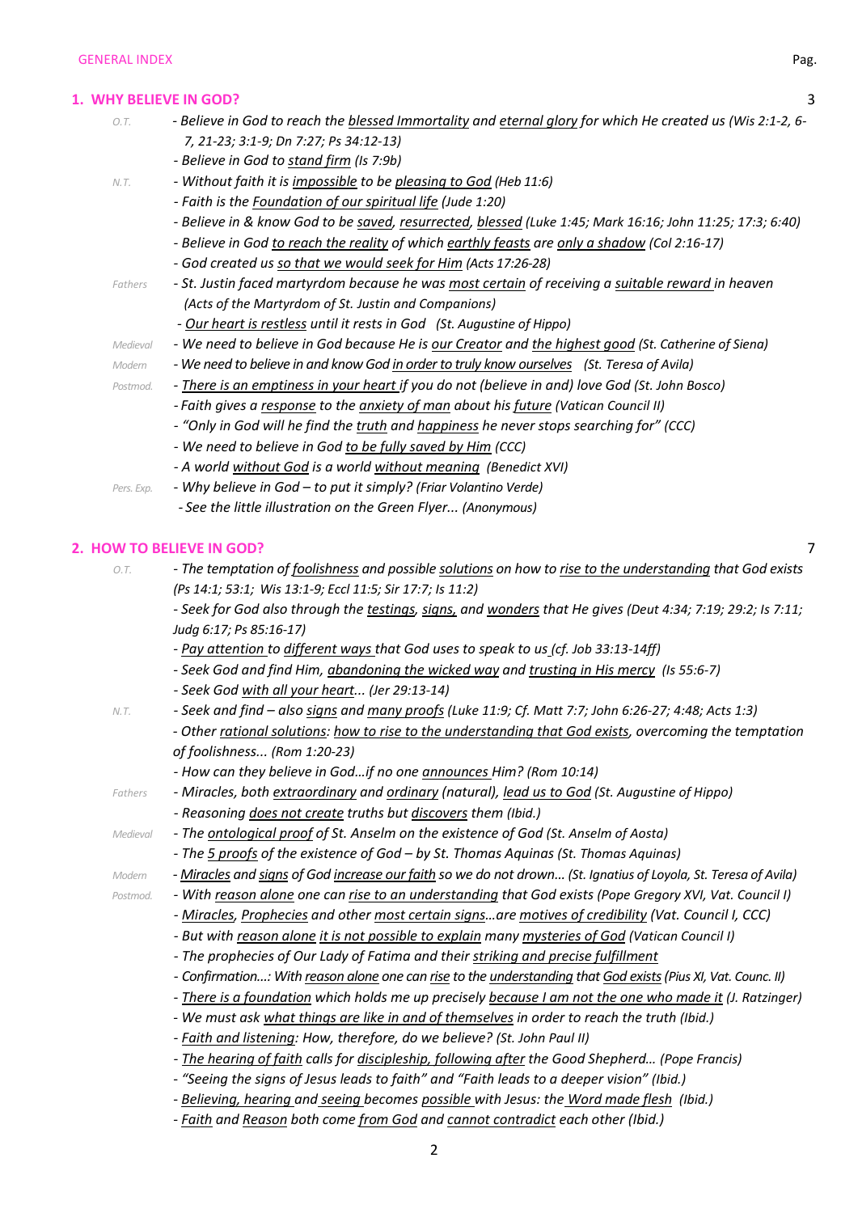GENERAL INDEX | Pag.

## 1. WHY BELIEVE IN GOD? — 3

*O.T.*
- *Believe in God to reach the blessed Immortality and eternal glory for which He created us (Wis 2:1-2, 6-7, 21-23; 3:1-9; Dn 7:27; Ps 34:12-13)*
- *Believe in God to stand firm (Is 7:9b)*

*N.T.*
- *Without faith it is impossible to be pleasing to God (Heb 11:6)*
- *Faith is the Foundation of our spiritual life (Jude 1:20)*
- *Believe in & know God to be saved, resurrected, blessed (Luke 1:45; Mark 16:16; John 11:25; 17:3; 6:40)*
- *Believe in God to reach the reality of which earthly feasts are only a shadow (Col 2:16-17)*
- *God created us so that we would seek for Him (Acts 17:26-28)*

*Fathers*
- *St. Justin faced martyrdom because he was most certain of receiving a suitable reward in heaven (Acts of the Martyrdom of St. Justin and Companions)*
- *Our heart is restless until it rests in God (St. Augustine of Hippo)*

*Medieval*
- *We need to believe in God because He is our Creator and the highest good (St. Catherine of Siena)*

*Modern*
- *We need to believe in and know God in order to truly know ourselves (St. Teresa of Avila)*

*Postmod.*
- *There is an emptiness in your heart if you do not (believe in and) love God (St. John Bosco)*
- *Faith gives a response to the anxiety of man about his future (Vatican Council II)*
- *"Only in God will he find the truth and happiness he never stops searching for" (CCC)*
- *We need to believe in God to be fully saved by Him (CCC)*
- *A world without God is a world without meaning (Benedict XVI)*

*Pers. Exp.*
- *Why believe in God – to put it simply? (Friar Volantino Verde)*
- *See the little illustration on the Green Flyer... (Anonymous)*

## 2. HOW TO BELIEVE IN GOD? — 7

*O.T.*
- *The temptation of foolishness and possible solutions on how to rise to the understanding that God exists (Ps 14:1; 53:1; Wis 13:1-9; Eccl 11:5; Sir 17:7; Is 11:2)*
- *Seek for God also through the testings, signs, and wonders that He gives (Deut 4:34; 7:19; 29:2; Is 7:11; Judg 6:17; Ps 85:16-17)*
- *Pay attention to different ways that God uses to speak to us (cf. Job 33:13-14ff)*
- *Seek God and find Him, abandoning the wicked way and trusting in His mercy (Is 55:6-7)*
- *Seek God with all your heart... (Jer 29:13-14)*

*N.T.*
- *Seek and find – also signs and many proofs (Luke 11:9; Cf. Matt 7:7; John 6:26-27; 4:48; Acts 1:3)*
- *Other rational solutions: how to rise to the understanding that God exists, overcoming the temptation of foolishness... (Rom 1:20-23)*
- *How can they believe in God…if no one announces Him? (Rom 10:14)*

*Fathers*
- *Miracles, both extraordinary and ordinary (natural), lead us to God (St. Augustine of Hippo)*
- *Reasoning does not create truths but discovers them (Ibid.)*

*Medieval*
- *The ontological proof of St. Anselm on the existence of God (St. Anselm of Aosta)*
- *The 5 proofs of the existence of God – by St. Thomas Aquinas (St. Thomas Aquinas)*

*Modern*
- *Miracles and signs of God increase our faith so we do not drown... (St. Ignatius of Loyola, St. Teresa of Avila)*

*Postmod.*
- *With reason alone one can rise to an understanding that God exists (Pope Gregory XVI, Vat. Council I)*
- *Miracles, Prophecies and other most certain signs…are motives of credibility (Vat. Council I, CCC)*
- *But with reason alone it is not possible to explain many mysteries of God (Vatican Council I)*
- *The prophecies of Our Lady of Fatima and their striking and precise fulfillment*
- *Confirmation…: With reason alone one can rise to the understanding that God exists (Pius XI, Vat. Counc. II)*
- *There is a foundation which holds me up precisely because I am not the one who made it (J. Ratzinger)*
- *We must ask what things are like in and of themselves in order to reach the truth (Ibid.)*
- *Faith and listening: How, therefore, do we believe? (St. John Paul II)*
- *The hearing of faith calls for discipleship, following after the Good Shepherd… (Pope Francis)*
- *"Seeing the signs of Jesus leads to faith" and "Faith leads to a deeper vision" (Ibid.)*
- *Believing, hearing and seeing becomes possible with Jesus: the Word made flesh (Ibid.)*
- *Faith and Reason both come from God and cannot contradict each other (Ibid.)*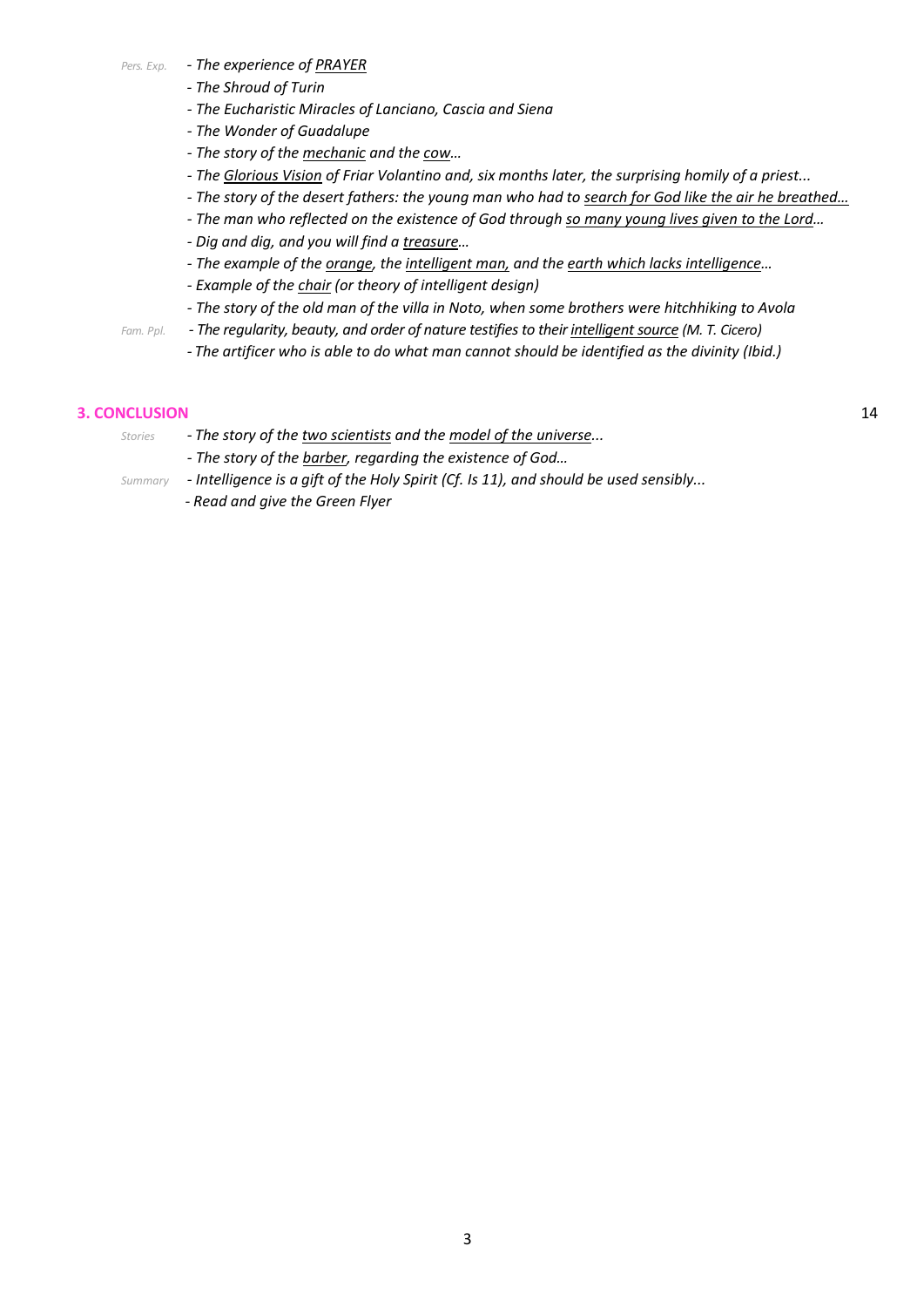*Pers. Exp.* - *The experience of PRAYER*

- *The Shroud of Turin*
- *The Eucharistic Miracles of Lanciano, Cascia and Siena*
- *The Wonder of Guadalupe*
- *The story of the mechanic and the cow…*
- *The Glorious Vision of Friar Volantino and, six months later, the surprising homily of a priest...*
- *The story of the desert fathers: the young man who had to search for God like the air he breathed…*
- *The man who reflected on the existence of God through so many young lives given to the Lord…*
- *Dig and dig, and you will find a treasure…*
- *The example of the orange, the intelligent man, and the earth which lacks intelligence…*
- *Example of the chair (or theory of intelligent design)*
- *The story of the old man of the villa in Noto, when some brothers were hitchhiking to Avola*

*Fam. Ppl.* - *The regularity, beauty, and order of nature testifies to their intelligent source (M. T. Cicero)*

- *The artificer who is able to do what man cannot should be identified as the divinity (Ibid.)*

## 3. CONCLUSION

14

*Stories* - *The story of the two scientists and the model of the universe...*

- *The story of the barber, regarding the existence of God…*

*Summary* - *Intelligence is a gift of the Holy Spirit (Cf. Is 11), and should be used sensibly...*

- *Read and give the Green Flyer*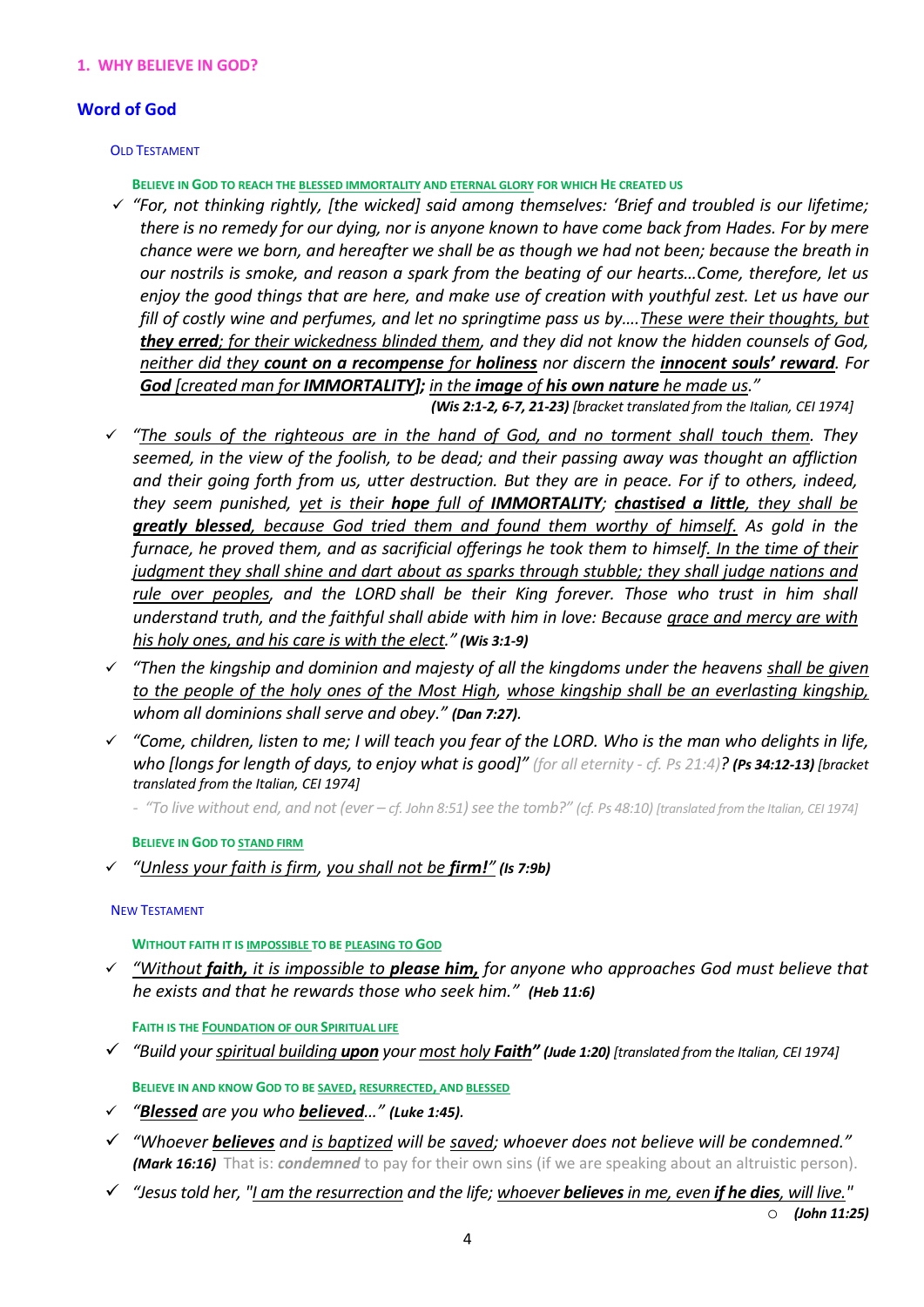## 1. WHY BELIEVE IN GOD?

### Word of God

#### Old Testament

**BELIEVE IN GOD TO REACH THE BLESSED IMMORTALITY AND ETERNAL GLORY FOR WHICH HE CREATED US**

- ✓ *"For, not thinking rightly, [the wicked] said among themselves: 'Brief and troubled is our lifetime; there is no remedy for our dying, nor is anyone known to have come back from Hades. For by mere chance were we born, and hereafter we shall be as though we had not been; because the breath in our nostrils is smoke, and reason a spark from the beating of our hearts…Come, therefore, let us enjoy the good things that are here, and make use of creation with youthful zest. Let us have our fill of costly wine and perfumes, and let no springtime pass us by….These were their thoughts, but **they erred**; for their wickedness blinded them, and they did not know the hidden counsels of God, neither did they **count on a recompense** for **holiness** nor discern the **innocent souls' reward**. For **God** [created man for **IMMORTALITY**]; in the **image** of **his own nature** he made us."*
  **(Wis 2:1-2, 6-7, 21-23)** *[bracket translated from the Italian, CEI 1974]*

- ✓ *"The souls of the righteous are in the hand of God, and no torment shall touch them. They seemed, in the view of the foolish, to be dead; and their passing away was thought an affliction and their going forth from us, utter destruction. But they are in peace. For if to others, indeed, they seem punished, yet is their **hope** full of **IMMORTALITY**; **chastised a little**, they shall be **greatly blessed**, because God tried them and found them worthy of himself. As gold in the furnace, he proved them, and as sacrificial offerings he took them to himself. In the time of their judgment they shall shine and dart about as sparks through stubble; they shall judge nations and rule over peoples, and the LORD shall be their King forever. Those who trust in him shall understand truth, and the faithful shall abide with him in love: Because grace and mercy are with his holy ones, and his care is with the elect."* **(Wis 3:1-9)**

- ✓ *"Then the kingship and dominion and majesty of all the kingdoms under the heavens shall be given to the people of the holy ones of the Most High, whose kingship shall be an everlasting kingship, whom all dominions shall serve and obey."* **(Dan 7:27).**

- ✓ *"Come, children, listen to me; I will teach you fear of the LORD. Who is the man who delights in life, who [longs for length of days, to enjoy what is good]"* (for all eternity - cf. Ps 21:4)? **(Ps 34:12-13)** *[bracket translated from the Italian, CEI 1974]*

  - *"To live without end, and not (ever – cf. John 8:51) see the tomb?"* (cf. Ps 48:10) *[translated from the Italian, CEI 1974]*

**BELIEVE IN GOD TO STAND FIRM**

- ✓ *"Unless your faith is firm, you shall not be **firm!**"* **(Is 7:9b)**

#### New Testament

**WITHOUT FAITH IT IS IMPOSSIBLE TO BE PLEASING TO GOD**

- ✓ *"Without **faith,** it is impossible to **please him,** for anyone who approaches God must believe that he exists and that he rewards those who seek him."* **(Heb 11:6)**

**FAITH IS THE FOUNDATION OF OUR SPIRITUAL LIFE**

- ✓ *"Build your spiritual building **upon** your most holy **Faith**"* **(Jude 1:20)** *[translated from the Italian, CEI 1974]*

**BELIEVE IN AND KNOW GOD TO BE SAVED, RESURRECTED, AND BLESSED**

- ✓ *"**Blessed** are you who **believed**…"* **(Luke 1:45).**

- ✓ *"Whoever **believes** and is baptized will be saved; whoever does not believe will be condemned."* **(Mark 16:16)** That is: ***condemned*** to pay for their own sins (if we are speaking about an altruistic person).

- ✓ *"Jesus told her, "I am the resurrection and the life; whoever **believes** in me, even **if he dies**, will live."*
  - **(John 11:25)**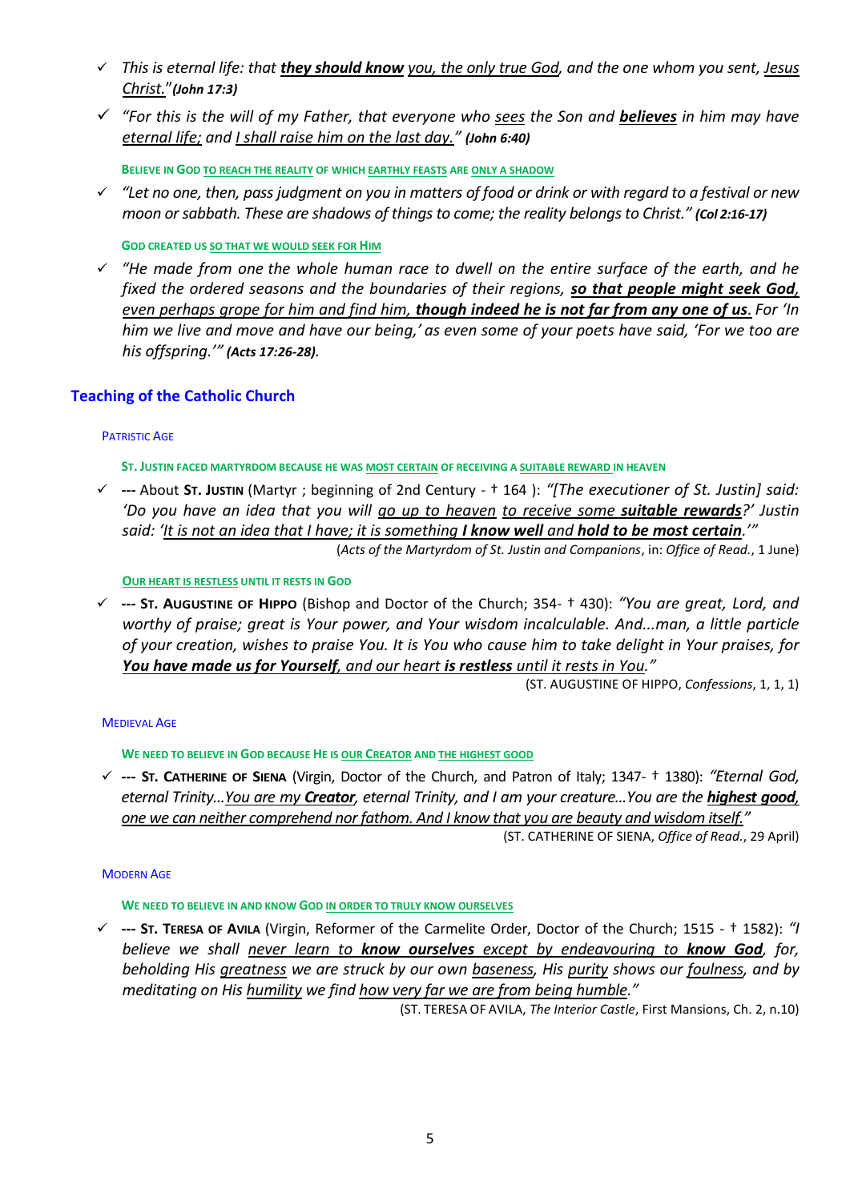- ✓ *This is eternal life: that **they should know** you, the only true God, and the one whom you sent, Jesus Christ."* ***(John 17:3)***
- ✓ *"For this is the will of my Father, that everyone who sees the Son and **believes** in him may have eternal life; and I shall raise him on the last day."* ***(John 6:40)***

**BELIEVE IN GOD TO REACH THE REALITY OF WHICH EARTHLY FEASTS ARE ONLY A SHADOW**

- ✓ *"Let no one, then, pass judgment on you in matters of food or drink or with regard to a festival or new moon or sabbath. These are shadows of things to come; the reality belongs to Christ."* ***(Col 2:16-17)***

**GOD CREATED US SO THAT WE WOULD SEEK FOR HIM**

- ✓ *"He made from one the whole human race to dwell on the entire surface of the earth, and he fixed the ordered seasons and the boundaries of their regions, **so that people might seek God,** even perhaps grope for him and find him, **though indeed he is not far from any one of us**. For 'In him we live and move and have our being,' as even some of your poets have said, 'For we too are his offspring.'"* ***(Acts 17:26-28).***

## Teaching of the Catholic Church

### PATRISTIC AGE

**ST. JUSTIN FACED MARTYRDOM BECAUSE HE WAS MOST CERTAIN OF RECEIVING A SUITABLE REWARD IN HEAVEN**

- ✓ **---** About **ST. JUSTIN** (Martyr ; beginning of 2nd Century - † 164 ): *"[The executioner of St. Justin] said: 'Do you have an idea that you will go up to heaven to receive some **suitable rewards**?' Justin said: 'It is not an idea that I have; it is something **I know well** and **hold to be most certain**.'"*

  (*Acts of the Martyrdom of St. Justin and Companions*, in: *Office of Read.*, 1 June)

**OUR HEART IS RESTLESS UNTIL IT RESTS IN GOD**

- ✓ **--- ST. AUGUSTINE OF HIPPO** (Bishop and Doctor of the Church; 354- † 430): *"You are great, Lord, and worthy of praise; great is Your power, and Your wisdom incalculable. And...man, a little particle of your creation, wishes to praise You. It is You who cause him to take delight in Your praises, for **You have made us for Yourself**, and our heart **is restless** until it rests in You."*

  (ST. AUGUSTINE OF HIPPO, *Confessions*, 1, 1, 1)

### MEDIEVAL AGE

**WE NEED TO BELIEVE IN GOD BECAUSE HE IS OUR CREATOR AND THE HIGHEST GOOD**

- ✓ **--- ST. CATHERINE OF SIENA** (Virgin, Doctor of the Church, and Patron of Italy; 1347- † 1380): *"Eternal God, eternal Trinity...You are my **Creator**, eternal Trinity, and I am your creature...You are the **highest good**, one we can neither comprehend nor fathom. And I know that you are beauty and wisdom itself."*

  (ST. CATHERINE OF SIENA, *Office of Read.*, 29 April)

### MODERN AGE

**WE NEED TO BELIEVE IN AND KNOW GOD IN ORDER TO TRULY KNOW OURSELVES**

- ✓ **--- ST. TERESA OF AVILA** (Virgin, Reformer of the Carmelite Order, Doctor of the Church; 1515 - † 1582): *"I believe we shall never learn to **know ourselves** except by endeavouring to **know God**, for, beholding His greatness we are struck by our own baseness, His purity shows our foulness, and by meditating on His humility we find how very far we are from being humble."*

  (ST. TERESA OF AVILA, *The Interior Castle*, First Mansions, Ch. 2, n.10)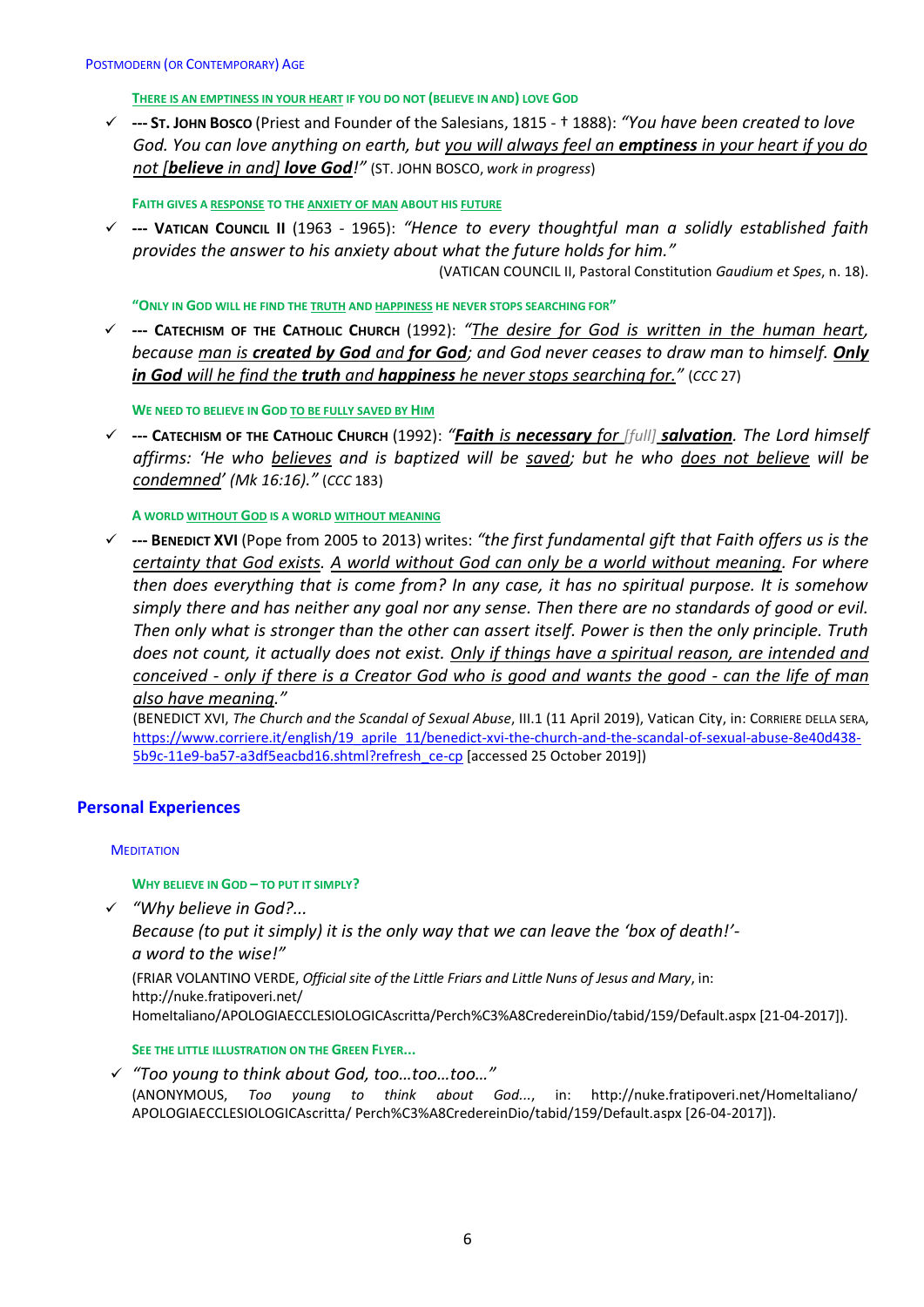Postmodern (or Contemporary) Age

#### There is an emptiness in your heart if you do not (believe in and) love God

- ✓ **--- St. John Bosco** (Priest and Founder of the Salesians, 1815 - † 1888): *"You have been created to love God. You can love anything on earth, but you will always feel an **emptiness** in your heart if you do not [**believe** in and] **love God**!"* (ST. JOHN BOSCO, *work in progress*)

#### Faith gives a response to the anxiety of man about his future

- ✓ **--- Vatican Council II** (1963 - 1965): *"Hence to every thoughtful man a solidly established faith provides the answer to his anxiety about what the future holds for him."*
(VATICAN COUNCIL II, Pastoral Constitution *Gaudium et Spes*, n. 18).

#### "Only in God will he find the truth and happiness he never stops searching for"

- ✓ **--- Catechism of the Catholic Church** (1992): *"The desire for God is written in the human heart, because man is **created by God** and **for God**; and God never ceases to draw man to himself. **Only in God** will he find the **truth** and **happiness** he never stops searching for."* (*CCC* 27)

#### We need to believe in God to be fully saved by Him

- ✓ **--- Catechism of the Catholic Church** (1992): *"**Faith** is **necessary** for [full] **salvation**. The Lord himself affirms: 'He who believes and is baptized will be saved; but he who does not believe will be condemned' (Mk 16:16)."* (*CCC* 183)

#### A world without God is a world without meaning

- ✓ **--- Benedict XVI** (Pope from 2005 to 2013) writes: *"the first fundamental gift that Faith offers us is the certainty that God exists. A world without God can only be a world without meaning. For where then does everything that is come from? In any case, it has no spiritual purpose. It is somehow simply there and has neither any goal nor any sense. Then there are no standards of good or evil. Then only what is stronger than the other can assert itself. Power is then the only principle. Truth does not count, it actually does not exist. Only if things have a spiritual reason, are intended and conceived - only if there is a Creator God who is good and wants the good - can the life of man also have meaning."*
(BENEDICT XVI, *The Church and the Scandal of Sexual Abuse*, III.1 (11 April 2019), Vatican City, in: CORRIERE DELLA SERA, https://www.corriere.it/english/19_aprile_11/benedict-xvi-the-church-and-the-scandal-of-sexual-abuse-8e40d438-5b9c-11e9-ba57-a3df5eacbd16.shtml?refresh_ce-cp [accessed 25 October 2019])

## Personal Experiences

### Meditation

#### Why believe in God – to put it simply?

- ✓ *"Why believe in God?...
Because (to put it simply) it is the only way that we can leave the 'box of death!'-
a word to the wise!"*
(FRIAR VOLANTINO VERDE, *Official site of the Little Friars and Little Nuns of Jesus and Mary*, in: http://nuke.fratipoveri.net/HomeItaliano/APOLOGIAECCLESIOLOGICAscritta/Perch%C3%A8CredereinDio/tabid/159/Default.aspx [21-04-2017]).

#### See the little illustration on the Green Flyer...

- ✓ *"Too young to think about God, too…too…too…"*
(ANONYMOUS, *Too young to think about God...*, in: http://nuke.fratipoveri.net/HomeItaliano/ APOLOGIAECCLESIOLOGICAscritta/ Perch%C3%A8CredereinDio/tabid/159/Default.aspx [26-04-2017]).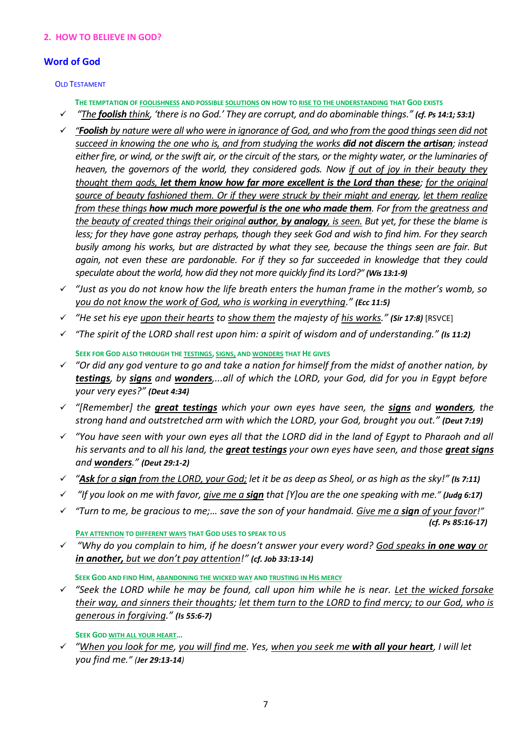## 2. HOW TO BELIEVE IN GOD?

### Word of God

#### Old Testament

**THE TEMPTATION OF FOOLISHNESS AND POSSIBLE SOLUTIONS ON HOW TO RISE TO THE UNDERSTANDING THAT GOD EXISTS**

- ✓ *"The **foolish** think, 'there is no God.' They are corrupt, and do abominable things."* ***(cf. Ps 14:1; 53:1)***
- ✓ *"**Foolish** by nature were all who were in ignorance of God, and who from the good things seen did not succeed in knowing the one who is, and from studying the works **did not discern the artisan**; instead either fire, or wind, or the swift air, or the circuit of the stars, or the mighty water, or the luminaries of heaven, the governors of the world, they considered gods. Now if out of joy in their beauty they thought them gods, **let them know how far more excellent is the Lord than these**; for the original source of beauty fashioned them. Or if they were struck by their might and energy, let them realize from these things **how much more powerful is the one who made them**. For from the greatness and the beauty of created things their original **author, by analogy**, is seen. But yet, for these the blame is less; for they have gone astray perhaps, though they seek God and wish to find him. For they search busily among his works, but are distracted by what they see, because the things seen are fair. But again, not even these are pardonable. For if they so far succeeded in knowledge that they could speculate about the world, how did they not more quickly find its Lord?"* ***(Wis 13:1-9)***
- ✓ *"Just as you do not know how the life breath enters the human frame in the mother's womb, so you do not know the work of God, who is working in everything."* ***(Ecc 11:5)***
- ✓ *"He set his eye upon their hearts to show them the majesty of his works."* ***(Sir 17:8)*** [RSVCE]
- ✓ *"The spirit of the LORD shall rest upon him: a spirit of wisdom and of understanding."* ***(Is 11:2)***

**SEEK FOR GOD ALSO THROUGH THE TESTINGS, SIGNS, AND WONDERS THAT HE GIVES**

- ✓ *"Or did any god venture to go and take a nation for himself from the midst of another nation, by **testings**, by **signs** and **wonders**,...all of which the LORD, your God, did for you in Egypt before your very eyes?"* ***(Deut 4:34)***
- ✓ *"[Remember] the **great testings** which your own eyes have seen, the **signs** and **wonders**, the strong hand and outstretched arm with which the LORD, your God, brought you out."* ***(Deut 7:19)***
- ✓ *"You have seen with your own eyes all that the LORD did in the land of Egypt to Pharaoh and all his servants and to all his land, the **great testings** your own eyes have seen, and those **great signs** and **wonders**."* ***(Deut 29:1-2)***
- ✓ *"**Ask** for a **sign** from the LORD, your God; let it be as deep as Sheol, or as high as the sky!"* ***(Is 7:11)***
- ✓ *"If you look on me with favor, give me a **sign** that [Y]ou are the one speaking with me."* ***(Judg 6:17)***
- ✓ *"Turn to me, be gracious to me;… save the son of your handmaid. Give me a **sign** of your favor!"* ***(cf. Ps 85:16-17)***

**PAY ATTENTION TO DIFFERENT WAYS THAT GOD USES TO SPEAK TO US**

- ✓ *"Why do you complain to him, if he doesn't answer your every word? God speaks **in one way** or **in another,** but we don't pay attention!"* ***(cf. Job 33:13-14)***

**SEEK GOD AND FIND HIM, ABANDONING THE WICKED WAY AND TRUSTING IN HIS MERCY**

- ✓ *"Seek the LORD while he may be found, call upon him while he is near. Let the wicked forsake their way, and sinners their thoughts; let them turn to the LORD to find mercy; to our God, who is generous in forgiving."* ***(Is 55:6-7)***

**SEEK GOD WITH ALL YOUR HEART…**

- ✓ *"When you look for me, you will find me. Yes, when you seek me **with all your heart**, I will let you find me."* ***(Jer 29:13-14)***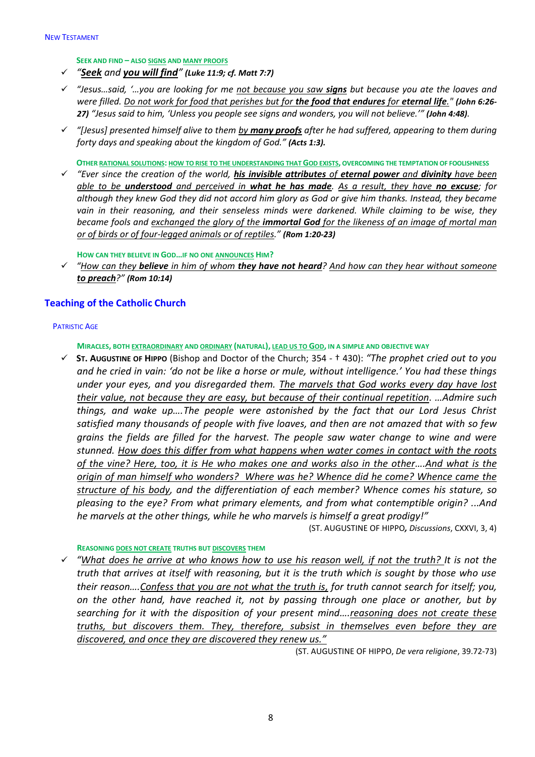**SEEK AND FIND – ALSO SIGNS AND MANY PROOFS**

- ✓ *"**Seek** and **you will find**"* ***(Luke 11:9; cf. Matt 7:7)***
- ✓ *"Jesus…said, '…you are looking for me not because you saw **signs** but because you ate the loaves and were filled. Do not work for food that perishes but for **the food that endures** for **eternal life**."* ***(John 6:26-27)*** *"Jesus said to him, 'Unless you people see signs and wonders, you will not believe.'"* ***(John 4:48)***.
- ✓ *"[Jesus] presented himself alive to them by **many proofs** after he had suffered, appearing to them during forty days and speaking about the kingdom of God."* ***(Acts 1:3)***.

**OTHER RATIONAL SOLUTIONS: HOW TO RISE TO THE UNDERSTANDING THAT GOD EXISTS, OVERCOMING THE TEMPTATION OF FOOLISHNESS**

- ✓ *"Ever since the creation of the world, **his invisible attributes** of **eternal power** and **divinity** have been able to be **understood** and perceived in **what he has made**. As a result, they have **no excuse**; for although they knew God they did not accord him glory as God or give him thanks. Instead, they became vain in their reasoning, and their senseless minds were darkened. While claiming to be wise, they became fools and exchanged the glory of the **immortal God** for the likeness of an image of mortal man or of birds or of four-legged animals or of reptiles."* ***(Rom 1:20-23)***

**HOW CAN THEY BELIEVE IN GOD…IF NO ONE ANNOUNCES HIM?**

- ✓ *"How can they **believe** in him of whom **they have not heard**? And how can they hear without someone **to preach**?"* ***(Rom 10:14)***

## Teaching of the Catholic Church

### PATRISTIC AGE

**MIRACLES, BOTH EXTRAORDINARY AND ORDINARY (NATURAL), LEAD US TO GOD, IN A SIMPLE AND OBJECTIVE WAY**

- ✓ **ST. AUGUSTINE OF HIPPO** (Bishop and Doctor of the Church; 354 - † 430): *"The prophet cried out to you and he cried in vain: 'do not be like a horse or mule, without intelligence.' You had these things under your eyes, and you disregarded them. The marvels that God works every day have lost their value, not because they are easy, but because of their continual repetition. …Admire such things, and wake up….The people were astonished by the fact that our Lord Jesus Christ satisfied many thousands of people with five loaves, and then are not amazed that with so few grains the fields are filled for the harvest. The people saw water change to wine and were stunned. How does this differ from what happens when water comes in contact with the roots of the vine? Here, too, it is He who makes one and works also in the other….And what is the origin of man himself who wonders? Where was he? Whence did he come? Whence came the structure of his body, and the differentiation of each member? Whence comes his stature, so pleasing to the eye? From what primary elements, and from what contemptible origin? ...And he marvels at the other things, while he who marvels is himself a great prodigy!"*

(ST. AUGUSTINE OF HIPPO, *Discussions*, CXXVI, 3, 4)

**REASONING DOES NOT CREATE TRUTHS BUT DISCOVERS THEM**

- ✓ *"What does he arrive at who knows how to use his reason well, if not the truth? It is not the truth that arrives at itself with reasoning, but it is the truth which is sought by those who use their reason….Confess that you are not what the truth is, for truth cannot search for itself; you, on the other hand, have reached it, not by passing through one place or another, but by searching for it with the disposition of your present mind….reasoning does not create these truths, but discovers them. They, therefore, subsist in themselves even before they are discovered, and once they are discovered they renew us."*

(ST. AUGUSTINE OF HIPPO, *De vera religione*, 39.72-73)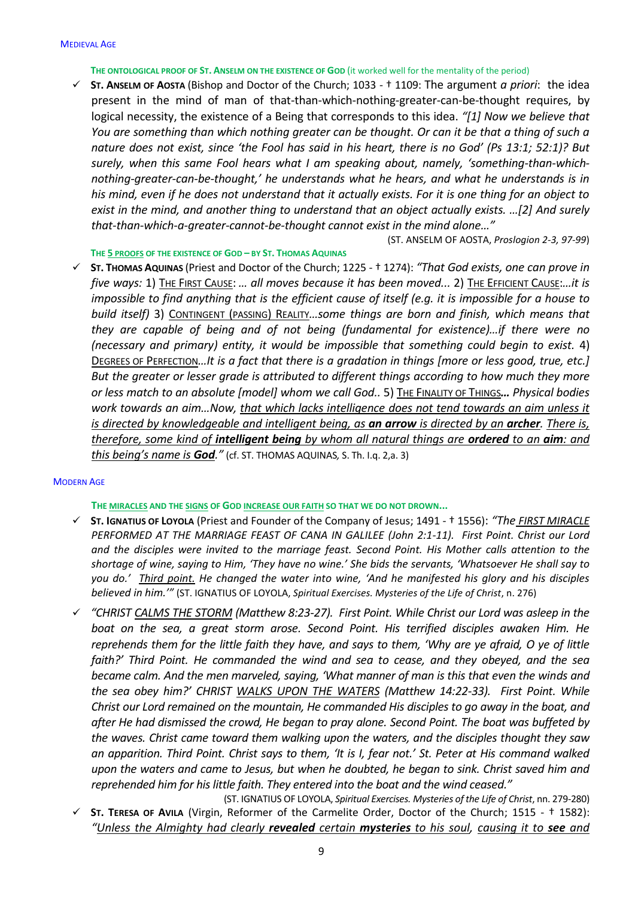## MEDIEVAL AGE

### THE ONTOLOGICAL PROOF OF ST. ANSELM ON THE EXISTENCE OF GOD (it worked well for the mentality of the period)

- ✓ **ST. ANSELM OF AOSTA** (Bishop and Doctor of the Church; 1033 - † 1109: The argument *a priori*: the idea present in the mind of man of that-than-which-nothing-greater-can-be-thought requires, by logical necessity, the existence of a Being that corresponds to this idea. *"[1] Now we believe that You are something than which nothing greater can be thought. Or can it be that a thing of such a nature does not exist, since 'the Fool has said in his heart, there is no God' (Ps 13:1; 52:1)? But surely, when this same Fool hears what I am speaking about, namely, 'something-than-which-nothing-greater-can-be-thought,' he understands what he hears, and what he understands is in his mind, even if he does not understand that it actually exists. For it is one thing for an object to exist in the mind, and another thing to understand that an object actually exists. …[2] And surely that-than-which-a-greater-cannot-be-thought cannot exist in the mind alone…"*

  (ST. ANSELM OF AOSTA, *Proslogion 2-3, 97-99*)

### THE 5 PROOFS OF THE EXISTENCE OF GOD – BY ST. THOMAS AQUINAS

- ✓ **ST. THOMAS AQUINAS** (Priest and Doctor of the Church; 1225 - † 1274): *"That God exists, one can prove in five ways:* 1) <u>THE FIRST CAUSE</u>: *… all moves because it has been moved...* 2) <u>THE EFFICIENT CAUSE</u>:*…it is impossible to find anything that is the efficient cause of itself (e.g. it is impossible for a house to build itself)* 3) <u>CONTINGENT (PASSING) REALITY</u>*…some things are born and finish, which means that they are capable of being and of not being (fundamental for existence)…if there were no (necessary and primary) entity, it would be impossible that something could begin to exist.* 4) <u>DEGREES OF PERFECTION</u>*…It is a fact that there is a gradation in things [more or less good, true, etc.] But the greater or lesser grade is attributed to different things according to how much they more or less match to an absolute [model] whom we call God..* 5) <u>THE FINALITY OF THINGS</u>*… Physical bodies work towards an aim…Now, <u>that which lacks intelligence does not tend towards an aim unless it is directed by knowledgeable and intelligent being, as **an arrow** is directed by an **archer**. There is, therefore, some kind of **intelligent being** by whom all natural things are **ordered** to an **aim**: and this being's name is **God**.</u>"* (cf. ST. THOMAS AQUINAS, S. Th. I.q. 2,a. 3)

## MODERN AGE

### THE MIRACLES AND THE SIGNS OF GOD INCREASE OUR FAITH SO THAT WE DO NOT DROWN…

- ✓ **ST. IGNATIUS OF LOYOLA** (Priest and Founder of the Company of Jesus; 1491 - † 1556): *"The <u>FIRST MIRACLE</u> PERFORMED AT THE MARRIAGE FEAST OF CANA IN GALILEE (John 2:1-11). First Point. Christ our Lord and the disciples were invited to the marriage feast. Second Point. His Mother calls attention to the shortage of wine, saying to Him, 'They have no wine.' She bids the servants, 'Whatsoever He shall say to you do.' <u>Third point.</u> He changed the water into wine, 'And he manifested his glory and his disciples believed in him.'"* (ST. IGNATIUS OF LOYOLA, *Spiritual Exercises. Mysteries of the Life of Christ*, n. 276)
- ✓ *"CHRIST <u>CALMS THE STORM</u> (Matthew 8:23-27). First Point. While Christ our Lord was asleep in the boat on the sea, a great storm arose. Second Point. His terrified disciples awaken Him. He reprehends them for the little faith they have, and says to them, 'Why are ye afraid, O ye of little faith?' Third Point. He commanded the wind and sea to cease, and they obeyed, and the sea became calm. And the men marveled, saying, 'What manner of man is this that even the winds and the sea obey him?' CHRIST <u>WALKS UPON THE WATERS</u> (Matthew 14:22-33). First Point. While Christ our Lord remained on the mountain, He commanded His disciples to go away in the boat, and after He had dismissed the crowd, He began to pray alone. Second Point. The boat was buffeted by the waves. Christ came toward them walking upon the waters, and the disciples thought they saw an apparition. Third Point. Christ says to them, 'It is I, fear not.' St. Peter at His command walked upon the waters and came to Jesus, but when he doubted, he began to sink. Christ saved him and reprehended him for his little faith. They entered into the boat and the wind ceased."*

  (ST. IGNATIUS OF LOYOLA, *Spiritual Exercises. Mysteries of the Life of Christ*, nn. 279-280)
- ✓ **ST. TERESA OF AVILA** (Virgin, Reformer of the Carmelite Order, Doctor of the Church; 1515 - † 1582): *"<u>Unless the Almighty had clearly **revealed** certain **mysteries** to his soul</u>, <u>causing it to **see** and</u>*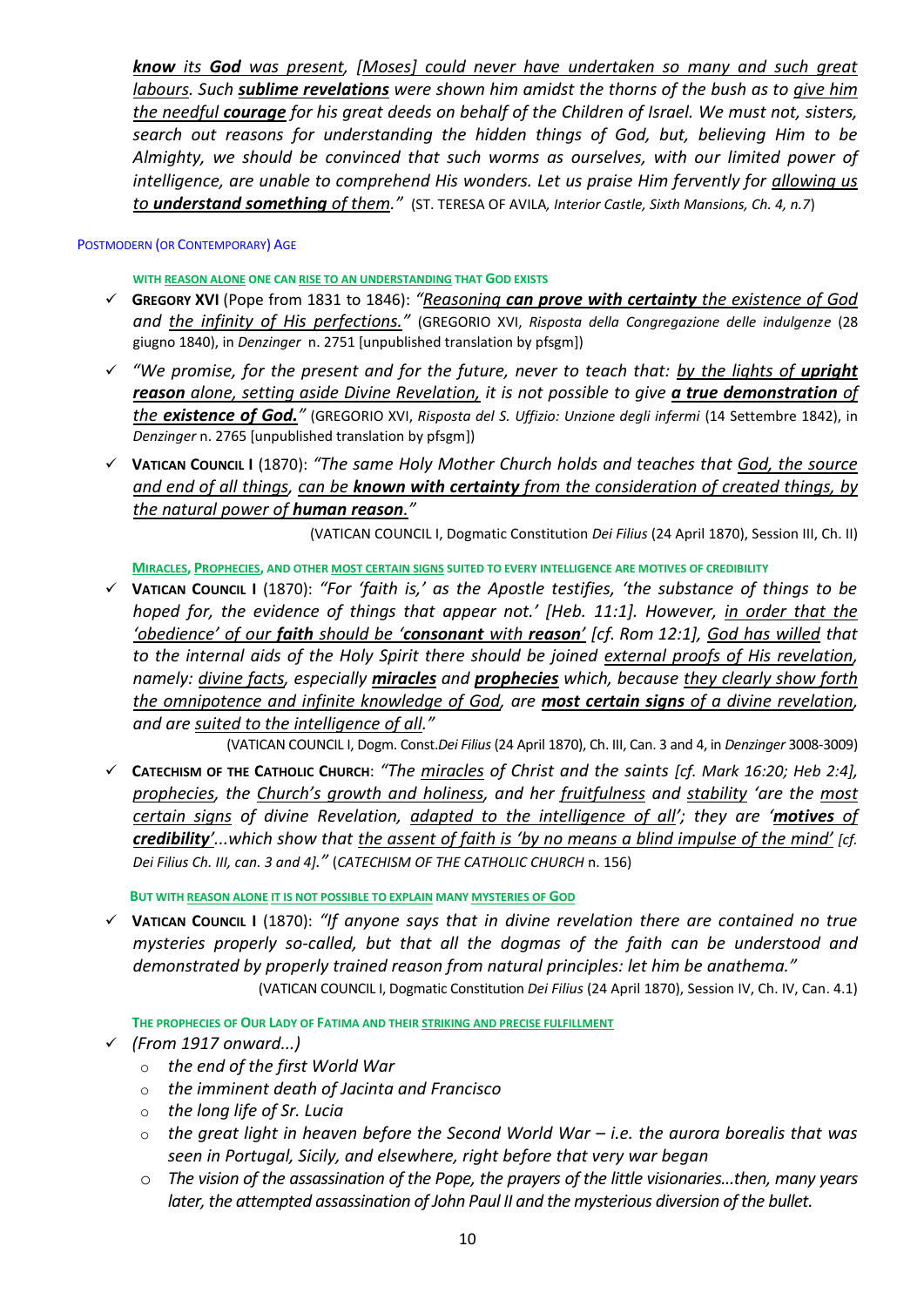***know** its **God** was present, [Moses] could never have undertaken so many and such great labours. Such **sublime revelations** were shown him amidst the thorns of the bush as to give him the needful **courage** for his great deeds on behalf of the Children of Israel. We must not, sisters, search out reasons for understanding the hidden things of God, but, believing Him to be Almighty, we should be convinced that such worms as ourselves, with our limited power of intelligence, are unable to comprehend His wonders. Let us praise Him fervently for allowing us to **understand something** of them."* (ST. TERESA OF AVILA, *Interior Castle, Sixth Mansions, Ch. 4, n.7*)

## POSTMODERN (OR CONTEMPORARY) AGE

### WITH REASON ALONE ONE CAN RISE TO AN UNDERSTANDING THAT GOD EXISTS

- ✓ **GREGORY XVI** (Pope from 1831 to 1846): *"Reasoning **can prove with certainty** the existence of God and the infinity of His perfections."* (GREGORIO XVI, *Risposta della Congregazione delle indulgenze* (28 giugno 1840), in *Denzinger* n. 2751 [unpublished translation by pfsgm])
- ✓ *"We promise, for the present and for the future, never to teach that: by the lights of **upright reason** alone, setting aside Divine Revelation, it is not possible to give **a true demonstration** of the **existence of God.**"* (GREGORIO XVI, *Risposta del S. Uffizio: Unzione degli infermi* (14 Settembre 1842), in *Denzinger* n. 2765 [unpublished translation by pfsgm])
- ✓ **VATICAN COUNCIL I** (1870): *"The same Holy Mother Church holds and teaches that God, the source and end of all things, can be **known with certainty** from the consideration of created things, by the natural power of **human reason**."*

  (VATICAN COUNCIL I, Dogmatic Constitution *Dei Filius* (24 April 1870), Session III, Ch. II)

### MIRACLES, PROPHECIES, AND OTHER MOST CERTAIN SIGNS SUITED TO EVERY INTELLIGENCE ARE MOTIVES OF CREDIBILITY

- ✓ **VATICAN COUNCIL I** (1870): *"For 'faith is,' as the Apostle testifies, 'the substance of things to be hoped for, the evidence of things that appear not.' [Heb. 11:1]. However, in order that the 'obedience' of our **faith** should be '**consonant** with **reason**' [cf. Rom 12:1], God has willed that to the internal aids of the Holy Spirit there should be joined external proofs of His revelation, namely: divine facts, especially **miracles** and **prophecies** which, because they clearly show forth the omnipotence and infinite knowledge of God, are **most certain signs** of a divine revelation, and are suited to the intelligence of all."*

  (VATICAN COUNCIL I, Dogm. Const. *Dei Filius* (24 April 1870), Ch. III, Can. 3 and 4, in *Denzinger* 3008-3009)
- ✓ **CATECHISM OF THE CATHOLIC CHURCH**: *"The miracles of Christ and the saints [cf. Mark 16:20; Heb 2:4], prophecies, the Church's growth and holiness, and her fruitfulness and stability 'are the most certain signs of divine Revelation, adapted to the intelligence of all'; they are '**motives of credibility**'...which show that the assent of faith is 'by no means a blind impulse of the mind' [cf. Dei Filius Ch. III, can. 3 and 4]."* (*CATECHISM OF THE CATHOLIC CHURCH* n. 156)

### BUT WITH REASON ALONE IT IS NOT POSSIBLE TO EXPLAIN MANY MYSTERIES OF GOD

- ✓ **VATICAN COUNCIL I** (1870): *"If anyone says that in divine revelation there are contained no true mysteries properly so-called, but that all the dogmas of the faith can be understood and demonstrated by properly trained reason from natural principles: let him be anathema."*

  (VATICAN COUNCIL I, Dogmatic Constitution *Dei Filius* (24 April 1870), Session IV, Ch. IV, Can. 4.1)

### THE PROPHECIES OF OUR LADY OF FATIMA AND THEIR STRIKING AND PRECISE FULFILLMENT

- ✓ *(From 1917 onward...)*
  - *the end of the first World War*
  - *the imminent death of Jacinta and Francisco*
  - *the long life of Sr. Lucia*
  - *the great light in heaven before the Second World War – i.e. the aurora borealis that was seen in Portugal, Sicily, and elsewhere, right before that very war began*
  - *The vision of the assassination of the Pope, the prayers of the little visionaries...then, many years later, the attempted assassination of John Paul II and the mysterious diversion of the bullet.*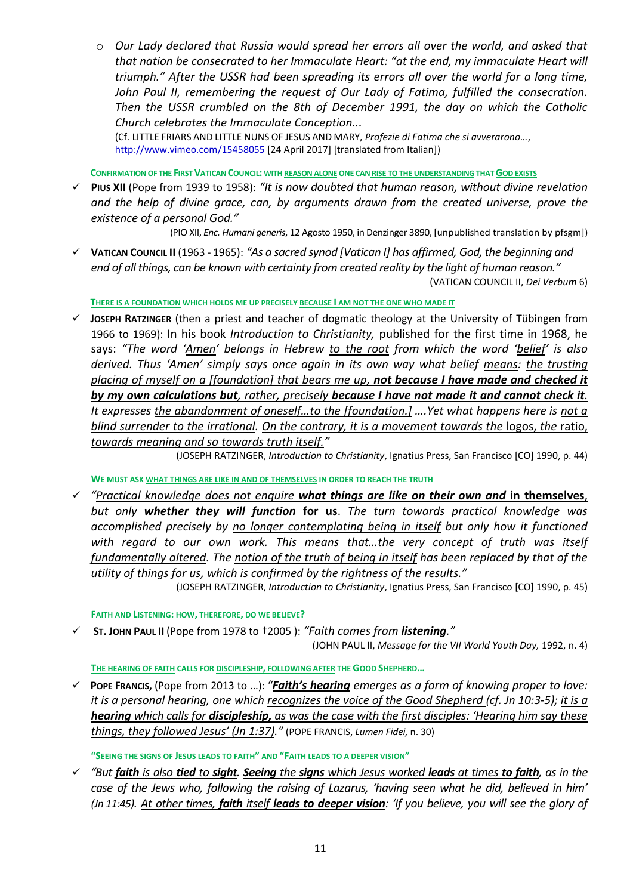- *Our Lady declared that Russia would spread her errors all over the world, and asked that that nation be consecrated to her Immaculate Heart: "at the end, my immaculate Heart will triumph." After the USSR had been spreading its errors all over the world for a long time, John Paul II, remembering the request of Our Lady of Fatima, fulfilled the consecration. Then the USSR crumbled on the 8th of December 1991, the day on which the Catholic Church celebrates the Immaculate Conception...*
  (Cf. LITTLE FRIARS AND LITTLE NUNS OF JESUS AND MARY, *Profezie di Fatima che si avverarono…*, http://www.vimeo.com/15458055 [24 April 2017] [translated from Italian])

**CONFIRMATION OF THE FIRST VATICAN COUNCIL: WITH REASON ALONE ONE CAN RISE TO THE UNDERSTANDING THAT GOD EXISTS**

✓ **PIUS XII** (Pope from 1939 to 1958): *"It is now doubted that human reason, without divine revelation and the help of divine grace, can, by arguments drawn from the created universe, prove the existence of a personal God."*

(PIO XII, *Enc. Humani generis*, 12 Agosto 1950, in Denzinger 3890, [unpublished translation by pfsgm])

✓ **VATICAN COUNCIL II** (1963 - 1965): *"As a sacred synod [Vatican I] has affirmed, God, the beginning and end of all things, can be known with certainty from created reality by the light of human reason."*

(VATICAN COUNCIL II, *Dei Verbum* 6)

**THERE IS A FOUNDATION WHICH HOLDS ME UP PRECISELY BECAUSE I AM NOT THE ONE WHO MADE IT**

✓ **JOSEPH RATZINGER** (then a priest and teacher of dogmatic theology at the University of Tübingen from 1966 to 1969): In his book *Introduction to Christianity,* published for the first time in 1968, he says: *"The word 'Amen' belongs in Hebrew to the root from which the word 'belief' is also derived. Thus 'Amen' simply says once again in its own way what belief means: the trusting placing of myself on a [foundation] that bears me up,* ***not because I have made and checked it by my own calculations but****, rather, precisely* ***because I have not made it and cannot check it****. It expresses the abandonment of oneself…to the [foundation.] ….Yet what happens here is not a blind surrender to the irrational. On the contrary, it is a movement towards the* logos*, the* ratio*, towards meaning and so towards truth itself."*

(JOSEPH RATZINGER, *Introduction to Christianity*, Ignatius Press, San Francisco [CO] 1990, p. 44)

**WE MUST ASK WHAT THINGS ARE LIKE IN AND OF THEMSELVES IN ORDER TO REACH THE TRUTH**

✓ *"Practical knowledge does not enquire* ***what things are like on their own and*** **in themselves**, *but only* ***whether they will function*** **for us**. *The turn towards practical knowledge was accomplished precisely by no longer contemplating being in itself but only how it functioned with regard to our own work. This means that…the very concept of truth was itself fundamentally altered. The notion of the truth of being in itself has been replaced by that of the utility of things for us, which is confirmed by the rightness of the results."*

(JOSEPH RATZINGER, *Introduction to Christianity*, Ignatius Press, San Francisco [CO] 1990, p. 45)

**FAITH AND LISTENING: HOW, THEREFORE, DO WE BELIEVE?**

✓ **ST. JOHN PAUL II** (Pope from 1978 to †2005 ): *"Faith comes from* ***listening****."*

(JOHN PAUL II, *Message for the VII World Youth Day,* 1992, n. 4)

**THE HEARING OF FAITH CALLS FOR DISCIPLESHIP, FOLLOWING AFTER THE GOOD SHEPHERD…**

✓ **POPE FRANCIS,** (Pope from 2013 to …): *"****Faith's hearing*** *emerges as a form of knowing proper to love: it is a personal hearing, one which recognizes the voice of the Good Shepherd (cf. Jn 10:3-5); it is a* ***hearing*** *which calls for* ***discipleship,*** *as was the case with the first disciples: 'Hearing him say these things, they followed Jesus' (Jn 1:37)."* (POPE FRANCIS, *Lumen Fidei,* n. 30)

**"SEEING THE SIGNS OF JESUS LEADS TO FAITH" AND "FAITH LEADS TO A DEEPER VISION"**

✓ *"But* ***faith*** *is also* ***tied*** *to* ***sight****.* ***Seeing*** *the* ***signs*** *which Jesus worked* ***leads*** *at times* ***to faith****, as in the case of the Jews who, following the raising of Lazarus, 'having seen what he did, believed in him' (Jn 11:45). At other times,* ***faith*** *itself* ***leads to deeper vision****: 'If you believe, you will see the glory of*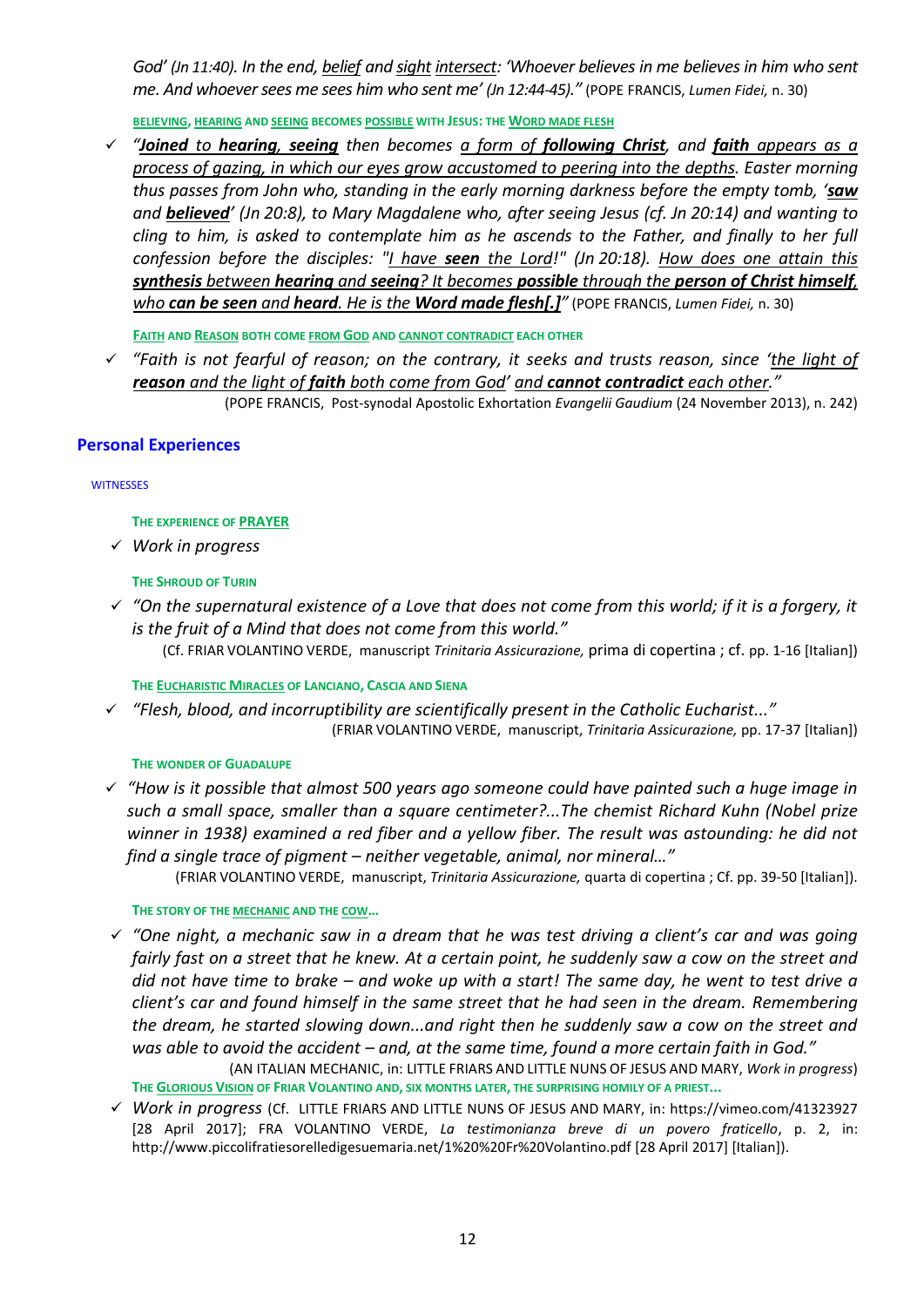*God' (Jn 11:40). In the end, belief and sight intersect: 'Whoever believes in me believes in him who sent me. And whoever sees me sees him who sent me' (Jn 12:44-45)."* (POPE FRANCIS, *Lumen Fidei,* n. 30)

BELIEVING, HEARING AND SEEING BECOMES POSSIBLE WITH JESUS: THE WORD MADE FLESH

- ✓ *"**Joined** to **hearing**, **seeing** then becomes a form of **following Christ**, and **faith** appears as a process of gazing, in which our eyes grow accustomed to peering into the depths. Easter morning thus passes from John who, standing in the early morning darkness before the empty tomb, '**saw** and **believed**' (Jn 20:8), to Mary Magdalene who, after seeing Jesus (cf. Jn 20:14) and wanting to cling to him, is asked to contemplate him as he ascends to the Father, and finally to her full confession before the disciples: "I have **seen** the Lord!" (Jn 20:18). How does one attain this **synthesis** between **hearing** and **seeing**? It becomes **possible** through the **person of Christ himself**, who **can be seen** and **heard**. He is the **Word made flesh**[.]"* (POPE FRANCIS, *Lumen Fidei,* n. 30)

FAITH AND REASON BOTH COME FROM GOD AND CANNOT CONTRADICT EACH OTHER

- ✓ *"Faith is not fearful of reason; on the contrary, it seeks and trusts reason, since 'the light of **reason** and the light of **faith** both come from God' and **cannot contradict** each other."* (POPE FRANCIS, Post-synodal Apostolic Exhortation *Evangelii Gaudium* (24 November 2013), n. 242)

## Personal Experiences

WITNESSES

THE EXPERIENCE OF PRAYER

- ✓ *Work in progress*

THE SHROUD OF TURIN

- ✓ *"On the supernatural existence of a Love that does not come from this world; if it is a forgery, it is the fruit of a Mind that does not come from this world."* (Cf. FRIAR VOLANTINO VERDE, manuscript *Trinitaria Assicurazione,* prima di copertina ; cf. pp. 1-16 [Italian])

THE EUCHARISTIC MIRACLES OF LANCIANO, CASCIA AND SIENA

- ✓ *"Flesh, blood, and incorruptibility are scientifically present in the Catholic Eucharist..."* (FRIAR VOLANTINO VERDE, manuscript, *Trinitaria Assicurazione,* pp. 17-37 [Italian])

THE WONDER OF GUADALUPE

- ✓ *"How is it possible that almost 500 years ago someone could have painted such a huge image in such a small space, smaller than a square centimeter?...The chemist Richard Kuhn (Nobel prize winner in 1938) examined a red fiber and a yellow fiber. The result was astounding: he did not find a single trace of pigment – neither vegetable, animal, nor mineral..."* (FRIAR VOLANTINO VERDE, manuscript, *Trinitaria Assicurazione,* quarta di copertina ; Cf. pp. 39-50 [Italian]).

THE STORY OF THE MECHANIC AND THE COW...

- ✓ *"One night, a mechanic saw in a dream that he was test driving a client's car and was going fairly fast on a street that he knew. At a certain point, he suddenly saw a cow on the street and did not have time to brake – and woke up with a start! The same day, he went to test drive a client's car and found himself in the same street that he had seen in the dream. Remembering the dream, he started slowing down...and right then he suddenly saw a cow on the street and was able to avoid the accident – and, at the same time, found a more certain faith in God."* (AN ITALIAN MECHANIC, in: LITTLE FRIARS AND LITTLE NUNS OF JESUS AND MARY, *Work in progress*)

THE GLORIOUS VISION OF FRIAR VOLANTINO AND, SIX MONTHS LATER, THE SURPRISING HOMILY OF A PRIEST...

- ✓ *Work in progress* (Cf. LITTLE FRIARS AND LITTLE NUNS OF JESUS AND MARY, in: https://vimeo.com/41323927 [28 April 2017]; FRA VOLANTINO VERDE, *La testimonianza breve di un povero fraticello*, p. 2, in: http://www.piccolifratiesorelledigesuemaria.net/1%20%20Fr%20Volantino.pdf [28 April 2017] [Italian]).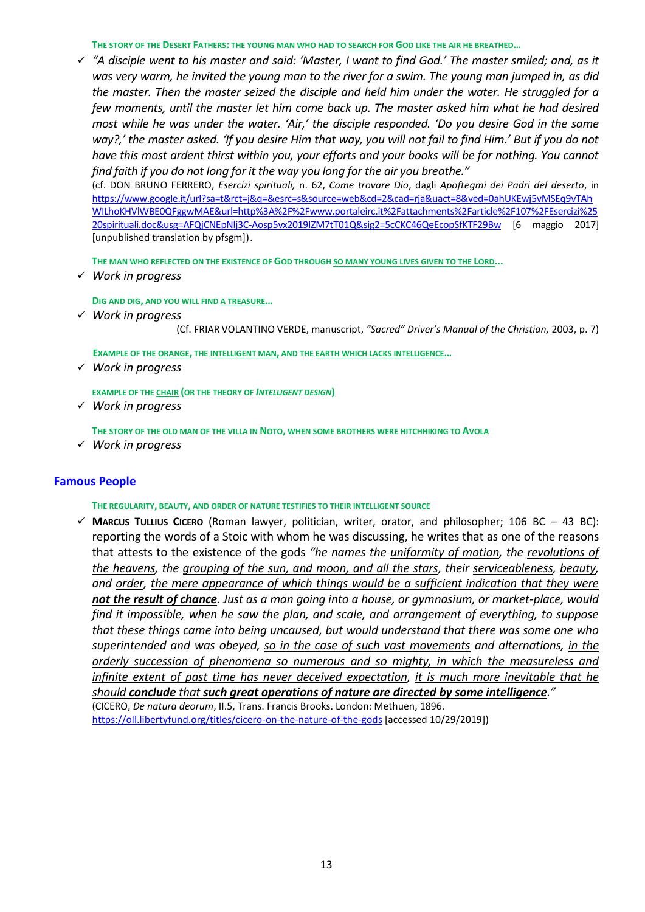**THE STORY OF THE DESERT FATHERS: THE YOUNG MAN WHO HAD TO SEARCH FOR GOD LIKE THE AIR HE BREATHED...**

- ✓ *"A disciple went to his master and said: 'Master, I want to find God.' The master smiled; and, as it was very warm, he invited the young man to the river for a swim. The young man jumped in, as did the master. Then the master seized the disciple and held him under the water. He struggled for a few moments, until the master let him come back up. The master asked him what he had desired most while he was under the water. 'Air,' the disciple responded. 'Do you desire God in the same way?,' the master asked. 'If you desire Him that way, you will not fail to find Him.' But if you do not have this most ardent thirst within you, your efforts and your books will be for nothing. You cannot find faith if you do not long for it the way you long for the air you breathe."*

  (cf. DON BRUNO FERRERO, *Esercizi spirituali,* n. 62, *Come trovare Dio*, dagli *Apoftegmi dei Padri del deserto*, in https://www.google.it/url?sa=t&rct=j&q=&esrc=s&source=web&cd=2&cad=rja&uact=8&ved=0ahUKEwj5vMSEq9vTAhWILhoKHVlWBE0QFggwMAE&url=http%3A%2F%2Fwww.portaleirc.it%2Fattachments%2Farticle%2F107%2FEsercizi%2520spirituali.doc&usg=AFQjCNEpNlj3C-Aosp5vx2019IZM7tT01Q&sig2=5cCKC46QeEcopSfKTF29Bw [6 maggio 2017] [unpublished translation by pfsgm]).

**THE MAN WHO REFLECTED ON THE EXISTENCE OF GOD THROUGH SO MANY YOUNG LIVES GIVEN TO THE LORD...**

- ✓ *Work in progress*

**DIG AND DIG, AND YOU WILL FIND A TREASURE...**

- ✓ *Work in progress*

  (Cf. FRIAR VOLANTINO VERDE, manuscript, *"Sacred" Driver's Manual of the Christian,* 2003, p. 7)

**EXAMPLE OF THE ORANGE, THE INTELLIGENT MAN, AND THE EARTH WHICH LACKS INTELLIGENCE...**

- ✓ *Work in progress*

**EXAMPLE OF THE CHAIR (OR THE THEORY OF *INTELLIGENT DESIGN*)**

- ✓ *Work in progress*

**THE STORY OF THE OLD MAN OF THE VILLA IN NOTO, WHEN SOME BROTHERS WERE HITCHHIKING TO AVOLA**

- ✓ *Work in progress*

## Famous People

**THE REGULARITY, BEAUTY, AND ORDER OF NATURE TESTIFIES TO THEIR INTELLIGENT SOURCE**

- ✓ **MARCUS TULLIUS CICERO** (Roman lawyer, politician, writer, orator, and philosopher; 106 BC – 43 BC): reporting the words of a Stoic with whom he was discussing, he writes that as one of the reasons that attests to the existence of the gods *"he names the uniformity of motion, the revolutions of the heavens, the grouping of the sun, and moon, and all the stars, their serviceableness, beauty, and order, the mere appearance of which things would be a sufficient indication that they were* ***not the result of chance****. Just as a man going into a house, or gymnasium, or market-place, would find it impossible, when he saw the plan, and scale, and arrangement of everything, to suppose that these things came into being uncaused, but would understand that there was some one who superintended and was obeyed, so in the case of such vast movements and alternations, in the orderly succession of phenomena so numerous and so mighty, in which the measureless and infinite extent of past time has never deceived expectation, it is much more inevitable that he should* ***conclude*** *that* ***such great operations of nature are directed by some intelligence****."*

  (CICERO, *De natura deorum*, II.5, Trans. Francis Brooks. London: Methuen, 1896. https://oll.libertyfund.org/titles/cicero-on-the-nature-of-the-gods [accessed 10/29/2019])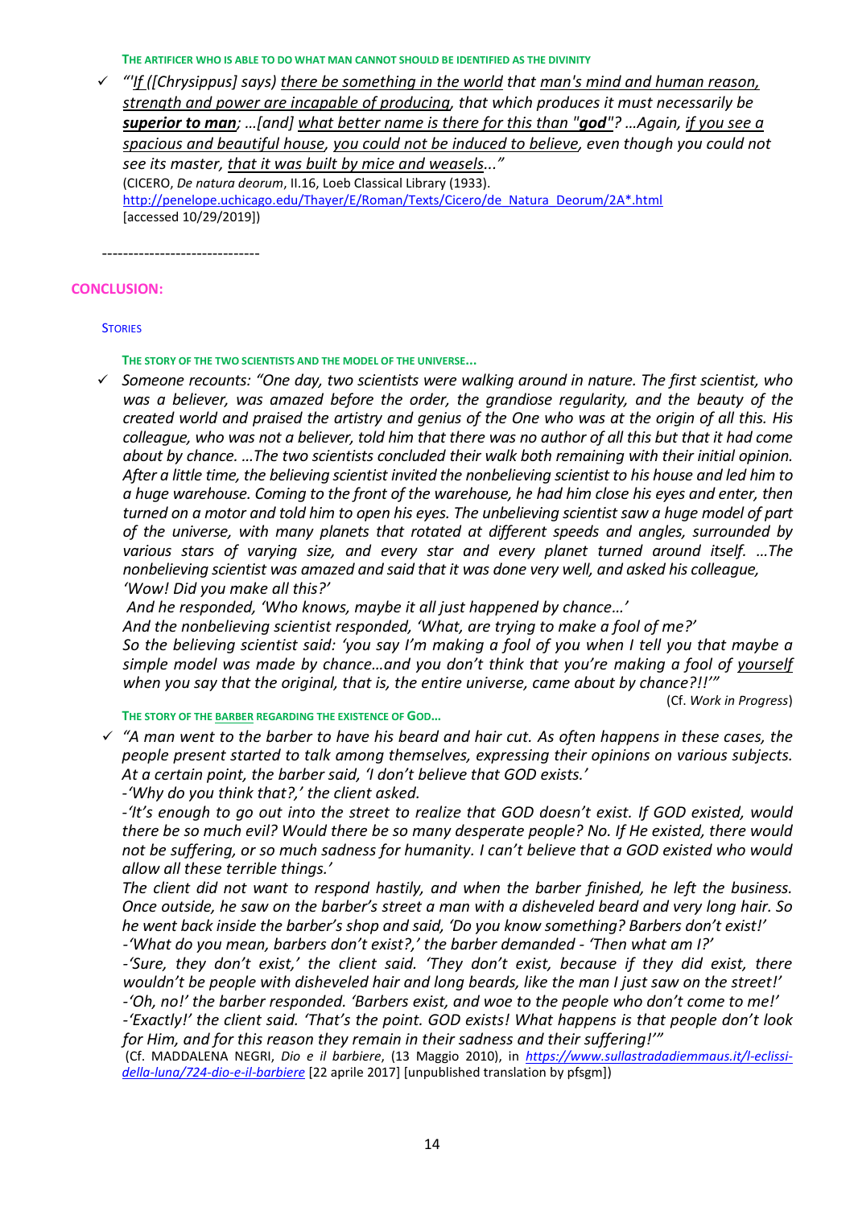**THE ARTIFICER WHO IS ABLE TO DO WHAT MAN CANNOT SHOULD BE IDENTIFIED AS THE DIVINITY**

- ✓ *"'If ([Chrysippus] says) there be something in the world that man's mind and human reason, strength and power are incapable of producing, that which produces it must necessarily be **superior to man**; …[and] what better name is there for this than "**god**"? …Again, if you see a spacious and beautiful house, you could not be induced to believe, even though you could not see its master, that it was built by mice and weasels..."*
(CICERO, *De natura deorum*, II.16, Loeb Classical Library (1933).
http://penelope.uchicago.edu/Thayer/E/Roman/Texts/Cicero/de_Natura_Deorum/2A*.html
[accessed 10/29/2019])

------------------------------

## CONCLUSION:

### STORIES

**THE STORY OF THE TWO SCIENTISTS AND THE MODEL OF THE UNIVERSE...**

- ✓ *Someone recounts: "One day, two scientists were walking around in nature. The first scientist, who was a believer, was amazed before the order, the grandiose regularity, and the beauty of the created world and praised the artistry and genius of the One who was at the origin of all this. His colleague, who was not a believer, told him that there was no author of all this but that it had come about by chance. …The two scientists concluded their walk both remaining with their initial opinion. After a little time, the believing scientist invited the nonbelieving scientist to his house and led him to a huge warehouse. Coming to the front of the warehouse, he had him close his eyes and enter, then turned on a motor and told him to open his eyes. The unbelieving scientist saw a huge model of part of the universe, with many planets that rotated at different speeds and angles, surrounded by various stars of varying size, and every star and every planet turned around itself. …The nonbelieving scientist was amazed and said that it was done very well, and asked his colleague, 'Wow! Did you make all this?'*
*And he responded, 'Who knows, maybe it all just happened by chance…'*
*And the nonbelieving scientist responded, 'What, are trying to make a fool of me?'*
*So the believing scientist said: 'you say I'm making a fool of you when I tell you that maybe a simple model was made by chance…and you don't think that you're making a fool of yourself when you say that the original, that is, the entire universe, came about by chance?!!'"*
(Cf. *Work in Progress*)

**THE STORY OF THE BARBER REGARDING THE EXISTENCE OF GOD...**

- ✓ *"A man went to the barber to have his beard and hair cut. As often happens in these cases, the people present started to talk among themselves, expressing their opinions on various subjects. At a certain point, the barber said, 'I don't believe that GOD exists.'*
*-'Why do you think that?,' the client asked.*
*-'It's enough to go out into the street to realize that GOD doesn't exist. If GOD existed, would there be so much evil? Would there be so many desperate people? No. If He existed, there would not be suffering, or so much sadness for humanity. I can't believe that a GOD existed who would allow all these terrible things.'*
*The client did not want to respond hastily, and when the barber finished, he left the business. Once outside, he saw on the barber's street a man with a disheveled beard and very long hair. So he went back inside the barber's shop and said, 'Do you know something? Barbers don't exist!'*
*-'What do you mean, barbers don't exist?,' the barber demanded - 'Then what am I?'*
*-'Sure, they don't exist,' the client said. 'They don't exist, because if they did exist, there wouldn't be people with disheveled hair and long beards, like the man I just saw on the street!'*
*-'Oh, no!' the barber responded. 'Barbers exist, and woe to the people who don't come to me!'*
*-'Exactly!' the client said. 'That's the point. GOD exists! What happens is that people don't look for Him, and for this reason they remain in their sadness and their suffering!'"*
(Cf. MADDALENA NEGRI, *Dio e il barbiere*, (13 Maggio 2010), in *https://www.sullastradadiemmaus.it/l-eclissi-della-luna/724-dio-e-il-barbiere* [22 aprile 2017] [unpublished translation by pfsgm])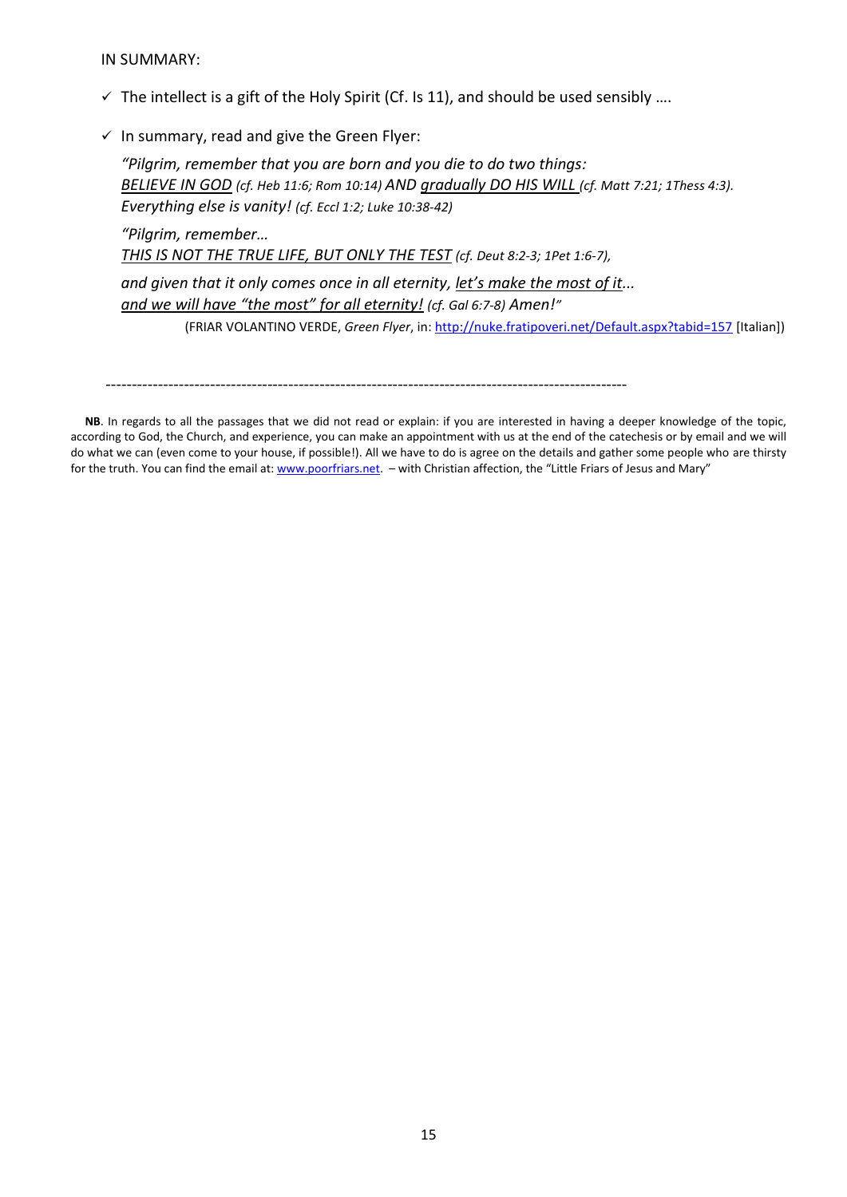IN SUMMARY:

- ✓ The intellect is a gift of the Holy Spirit (Cf. Is 11), and should be used sensibly ….
- ✓ In summary, read and give the Green Flyer:

  *"Pilgrim, remember that you are born and you die to do two things:*
  *__BELIEVE IN GOD__ (cf. Heb 11:6; Rom 10:14) AND __gradually DO HIS WILL__ (cf. Matt 7:21; 1Thess 4:3).*
  *Everything else is vanity! (cf. Eccl 1:2; Luke 10:38-42)*

  *"Pilgrim, remember…*
  *__THIS IS NOT THE TRUE LIFE, BUT ONLY THE TEST__ (cf. Deut 8:2-3; 1Pet 1:6-7),*

  *and given that it only comes once in all eternity, __let's make the most of it__...*
  *__and we will have "the most" for all eternity!__ (cf. Gal 6:7-8) Amen!"*

  (FRIAR VOLANTINO VERDE, *Green Flyer*, in: http://nuke.fratipoveri.net/Default.aspx?tabid=157 [Italian])

---

**NB**. In regards to all the passages that we did not read or explain: if you are interested in having a deeper knowledge of the topic, according to God, the Church, and experience, you can make an appointment with us at the end of the catechesis or by email and we will do what we can (even come to your house, if possible!). All we have to do is agree on the details and gather some people who are thirsty for the truth. You can find the email at: www.poorfriars.net. – with Christian affection, the "Little Friars of Jesus and Mary"